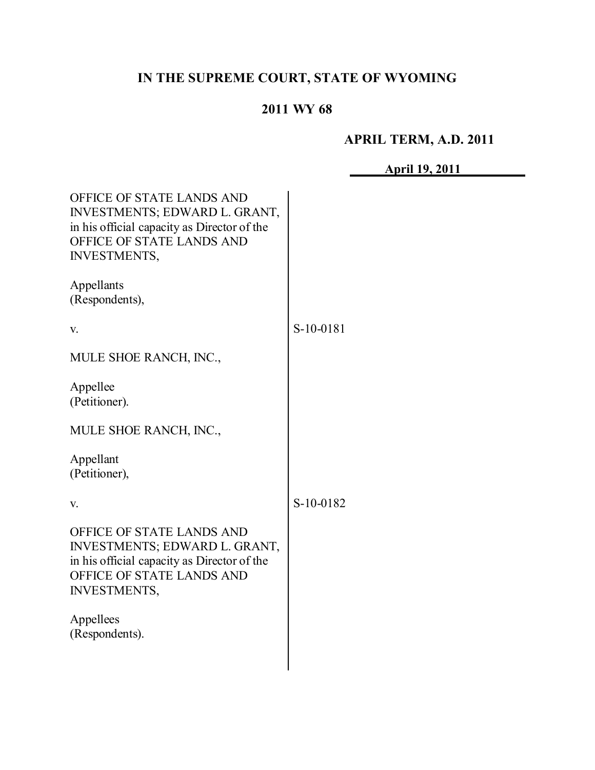# IN THE SUPREME COURT, STATE OF WYOMING

## 2011 WY 68

**APRIL TERM, A.D. 2011**

**April 19, 2011**

OFFICE OF STATE LANDS AND INVESTMENTS; EDWARD L. GRANT, in his official capacity as Director of the OFFICE OF STATE LANDS AND INVESTMENTS,

Appellants
(Respondents),

v.

MULE SHOE RANCH, INC.,

Appellee
(Petitioner).

S-10-0181

MULE SHOE RANCH, INC.,

Appellant
(Petitioner),

v.

OFFICE OF STATE LANDS AND INVESTMENTS; EDWARD L. GRANT, in his official capacity as Director of the OFFICE OF STATE LANDS AND INVESTMENTS,

Appellees
(Respondents).

S-10-0182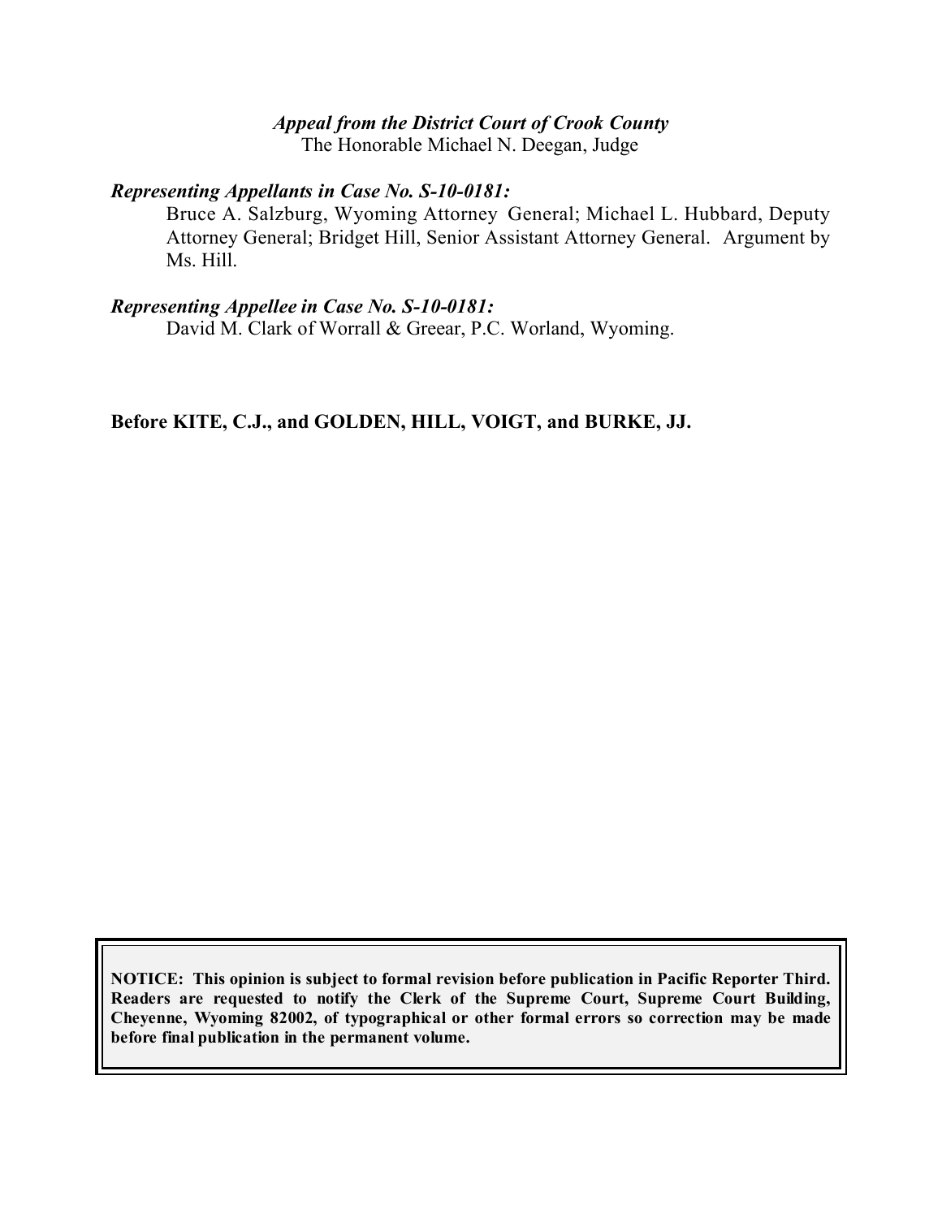*Appeal from the District Court of Crook County*
The Honorable Michael N. Deegan, Judge

***Representing Appellants in Case No. S-10-0181:***

Bruce A. Salzburg, Wyoming Attorney General; Michael L. Hubbard, Deputy Attorney General; Bridget Hill, Senior Assistant Attorney General. Argument by Ms. Hill.

***Representing Appellee in Case No. S-10-0181:***

David M. Clark of Worrall & Greear, P.C. Worland, Wyoming.

**Before KITE, C.J., and GOLDEN, HILL, VOIGT, and BURKE, JJ.**

**NOTICE: This opinion is subject to formal revision before publication in Pacific Reporter Third. Readers are requested to notify the Clerk of the Supreme Court, Supreme Court Building, Cheyenne, Wyoming 82002, of typographical or other formal errors so correction may be made before final publication in the permanent volume.**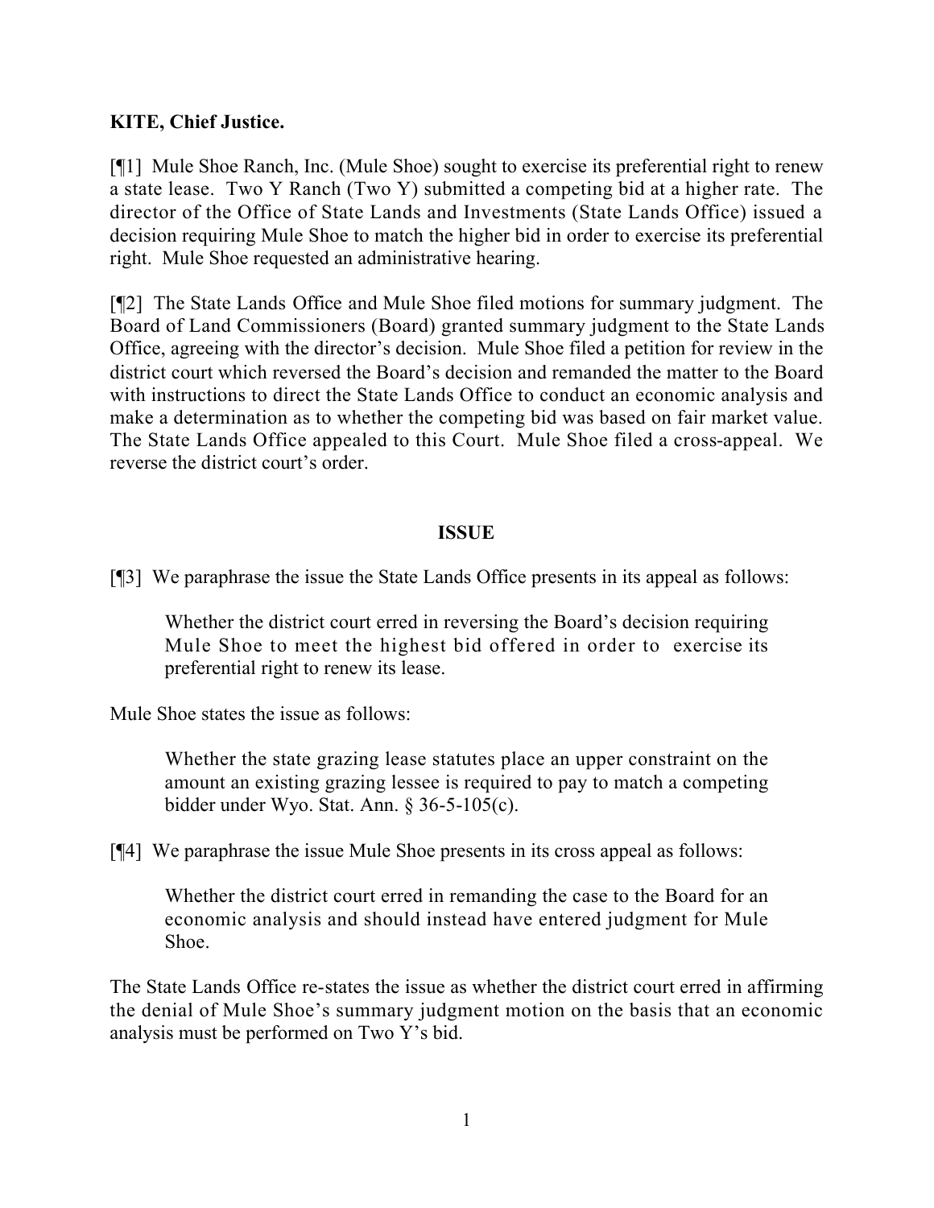**KITE, Chief Justice.**

[¶1] Mule Shoe Ranch, Inc. (Mule Shoe) sought to exercise its preferential right to renew a state lease. Two Y Ranch (Two Y) submitted a competing bid at a higher rate. The director of the Office of State Lands and Investments (State Lands Office) issued a decision requiring Mule Shoe to match the higher bid in order to exercise its preferential right. Mule Shoe requested an administrative hearing.

[¶2] The State Lands Office and Mule Shoe filed motions for summary judgment. The Board of Land Commissioners (Board) granted summary judgment to the State Lands Office, agreeing with the director's decision. Mule Shoe filed a petition for review in the district court which reversed the Board's decision and remanded the matter to the Board with instructions to direct the State Lands Office to conduct an economic analysis and make a determination as to whether the competing bid was based on fair market value. The State Lands Office appealed to this Court. Mule Shoe filed a cross-appeal. We reverse the district court's order.

## ISSUE

[¶3] We paraphrase the issue the State Lands Office presents in its appeal as follows:

> Whether the district court erred in reversing the Board's decision requiring Mule Shoe to meet the highest bid offered in order to exercise its preferential right to renew its lease.

Mule Shoe states the issue as follows:

> Whether the state grazing lease statutes place an upper constraint on the amount an existing grazing lessee is required to pay to match a competing bidder under Wyo. Stat. Ann. § 36-5-105(c).

[¶4] We paraphrase the issue Mule Shoe presents in its cross appeal as follows:

> Whether the district court erred in remanding the case to the Board for an economic analysis and should instead have entered judgment for Mule Shoe.

The State Lands Office re-states the issue as whether the district court erred in affirming the denial of Mule Shoe's summary judgment motion on the basis that an economic analysis must be performed on Two Y's bid.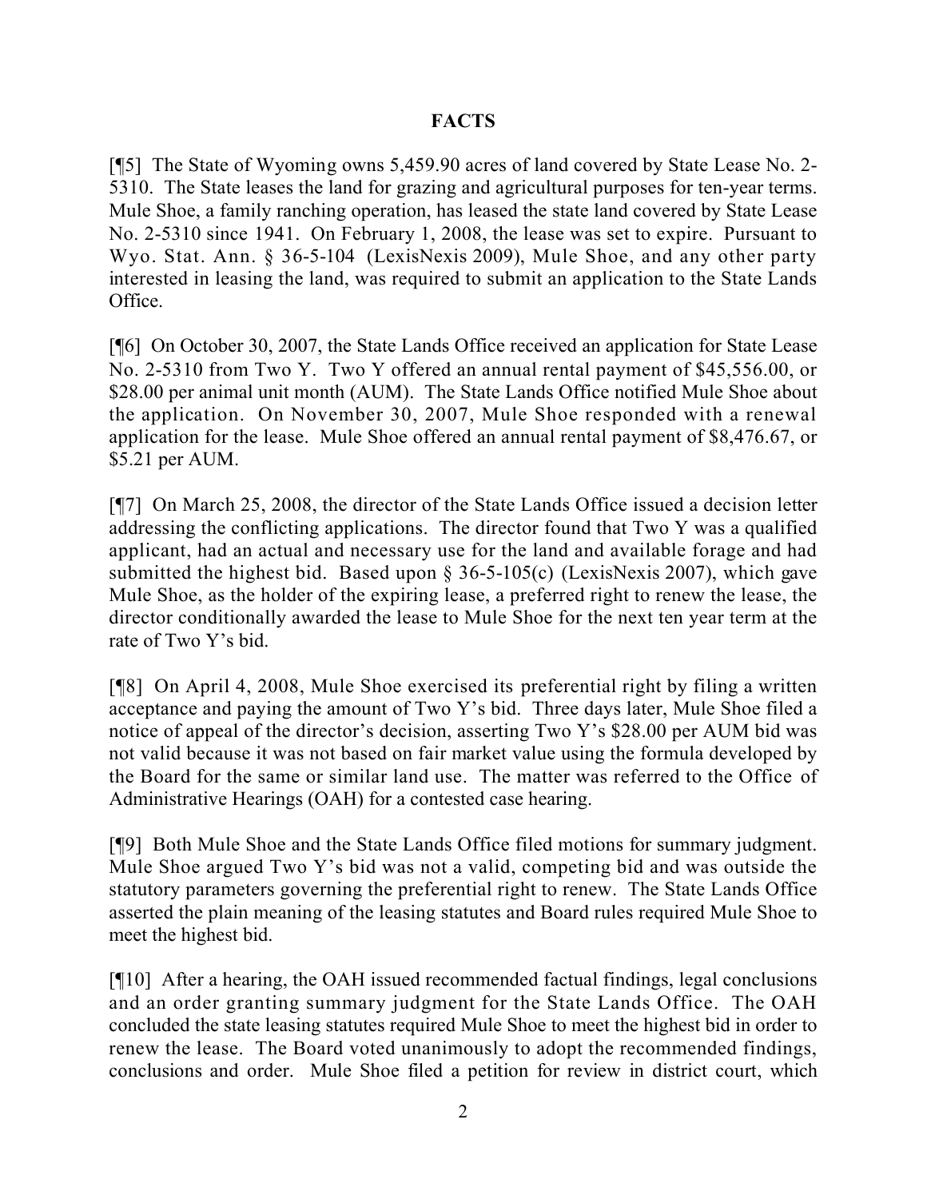## FACTS

[¶5] The State of Wyoming owns 5,459.90 acres of land covered by State Lease No. 2-5310. The State leases the land for grazing and agricultural purposes for ten-year terms. Mule Shoe, a family ranching operation, has leased the state land covered by State Lease No. 2-5310 since 1941. On February 1, 2008, the lease was set to expire. Pursuant to Wyo. Stat. Ann. § 36-5-104 (LexisNexis 2009), Mule Shoe, and any other party interested in leasing the land, was required to submit an application to the State Lands Office.

[¶6] On October 30, 2007, the State Lands Office received an application for State Lease No. 2-5310 from Two Y. Two Y offered an annual rental payment of $45,556.00, or $28.00 per animal unit month (AUM). The State Lands Office notified Mule Shoe about the application. On November 30, 2007, Mule Shoe responded with a renewal application for the lease. Mule Shoe offered an annual rental payment of $8,476.67, or $5.21 per AUM.

[¶7] On March 25, 2008, the director of the State Lands Office issued a decision letter addressing the conflicting applications. The director found that Two Y was a qualified applicant, had an actual and necessary use for the land and available forage and had submitted the highest bid. Based upon § 36-5-105(c) (LexisNexis 2007), which gave Mule Shoe, as the holder of the expiring lease, a preferred right to renew the lease, the director conditionally awarded the lease to Mule Shoe for the next ten year term at the rate of Two Y's bid.

[¶8] On April 4, 2008, Mule Shoe exercised its preferential right by filing a written acceptance and paying the amount of Two Y's bid. Three days later, Mule Shoe filed a notice of appeal of the director's decision, asserting Two Y's $28.00 per AUM bid was not valid because it was not based on fair market value using the formula developed by the Board for the same or similar land use. The matter was referred to the Office of Administrative Hearings (OAH) for a contested case hearing.

[¶9] Both Mule Shoe and the State Lands Office filed motions for summary judgment. Mule Shoe argued Two Y's bid was not a valid, competing bid and was outside the statutory parameters governing the preferential right to renew. The State Lands Office asserted the plain meaning of the leasing statutes and Board rules required Mule Shoe to meet the highest bid.

[¶10] After a hearing, the OAH issued recommended factual findings, legal conclusions and an order granting summary judgment for the State Lands Office. The OAH concluded the state leasing statutes required Mule Shoe to meet the highest bid in order to renew the lease. The Board voted unanimously to adopt the recommended findings, conclusions and order. Mule Shoe filed a petition for review in district court, which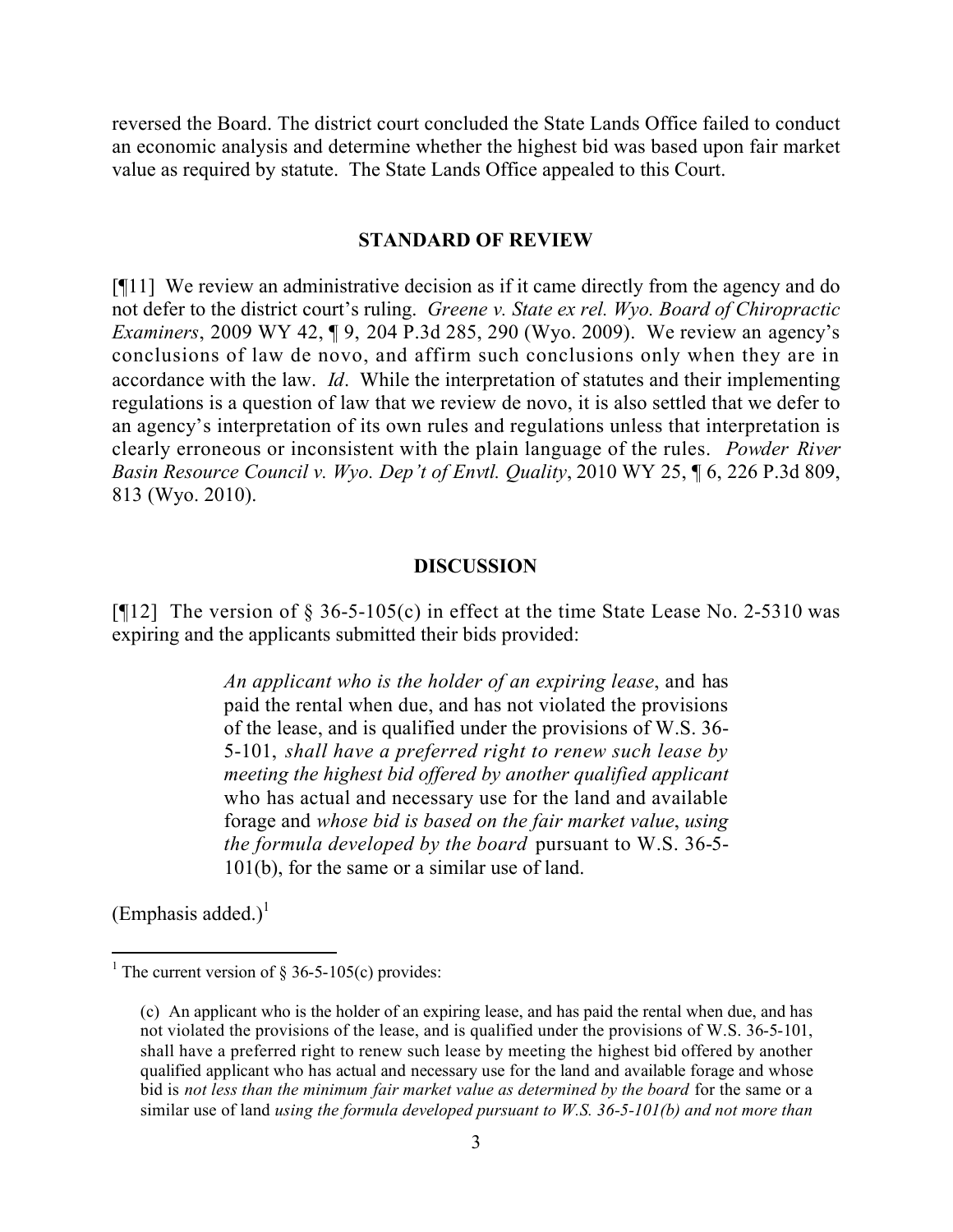reversed the Board. The district court concluded the State Lands Office failed to conduct an economic analysis and determine whether the highest bid was based upon fair market value as required by statute. The State Lands Office appealed to this Court.

## STANDARD OF REVIEW

[¶11] We review an administrative decision as if it came directly from the agency and do not defer to the district court's ruling. *Greene v. State ex rel. Wyo. Board of Chiropractic Examiners*, 2009 WY 42, ¶ 9, 204 P.3d 285, 290 (Wyo. 2009). We review an agency's conclusions of law de novo, and affirm such conclusions only when they are in accordance with the law. *Id*. While the interpretation of statutes and their implementing regulations is a question of law that we review de novo, it is also settled that we defer to an agency's interpretation of its own rules and regulations unless that interpretation is clearly erroneous or inconsistent with the plain language of the rules. *Powder River Basin Resource Council v. Wyo. Dep't of Envtl. Quality*, 2010 WY 25, ¶ 6, 226 P.3d 809, 813 (Wyo. 2010).

## DISCUSSION

[¶12] The version of § 36-5-105(c) in effect at the time State Lease No. 2-5310 was expiring and the applicants submitted their bids provided:

> *An applicant who is the holder of an expiring lease*, and has paid the rental when due, and has not violated the provisions of the lease, and is qualified under the provisions of W.S. 36-5-101, *shall have a preferred right to renew such lease by meeting the highest bid offered by another qualified applicant* who has actual and necessary use for the land and available forage and *whose bid is based on the fair market value*, *using the formula developed by the board* pursuant to W.S. 36-5-101(b), for the same or a similar use of land.

(Emphasis added.)[1]

---

[1] The current version of § 36-5-105(c) provides:

> (c) An applicant who is the holder of an expiring lease, and has paid the rental when due, and has not violated the provisions of the lease, and is qualified under the provisions of W.S. 36-5-101, shall have a preferred right to renew such lease by meeting the highest bid offered by another qualified applicant who has actual and necessary use for the land and available forage and whose bid is *not less than the minimum fair market value as determined by the board* for the same or a similar use of land *using the formula developed pursuant to W.S. 36-5-101(b) and not more than*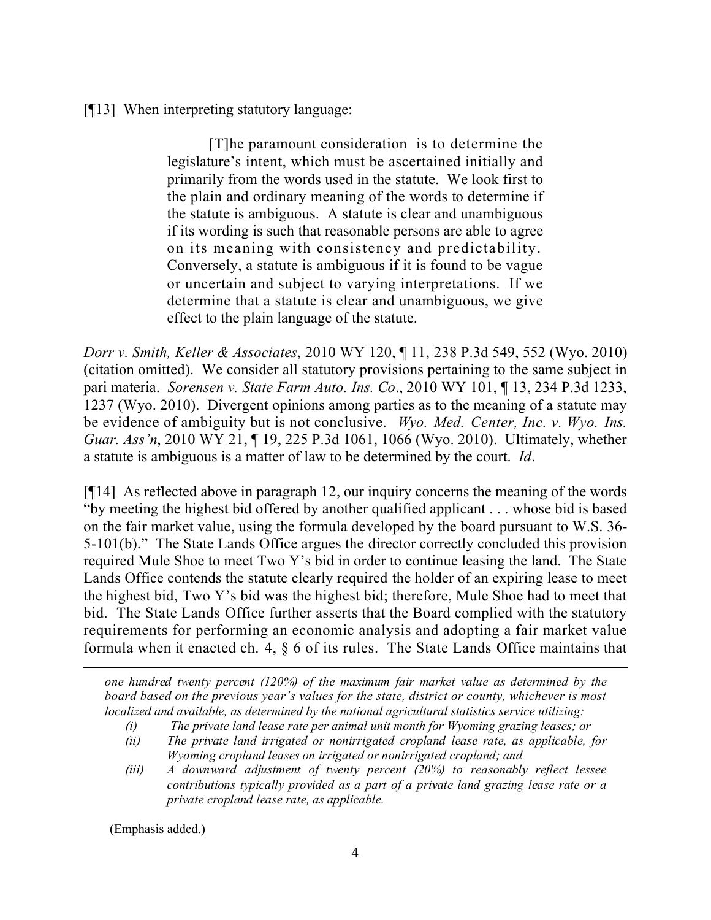[¶13] When interpreting statutory language:

> [T]he paramount consideration is to determine the legislature's intent, which must be ascertained initially and primarily from the words used in the statute. We look first to the plain and ordinary meaning of the words to determine if the statute is ambiguous. A statute is clear and unambiguous if its wording is such that reasonable persons are able to agree on its meaning with consistency and predictability. Conversely, a statute is ambiguous if it is found to be vague or uncertain and subject to varying interpretations. If we determine that a statute is clear and unambiguous, we give effect to the plain language of the statute.

*Dorr v. Smith, Keller & Associates*, 2010 WY 120, ¶ 11, 238 P.3d 549, 552 (Wyo. 2010) (citation omitted). We consider all statutory provisions pertaining to the same subject in pari materia. *Sorensen v. State Farm Auto. Ins. Co*., 2010 WY 101, ¶ 13, 234 P.3d 1233, 1237 (Wyo. 2010). Divergent opinions among parties as to the meaning of a statute may be evidence of ambiguity but is not conclusive. *Wyo. Med. Center, Inc. v. Wyo. Ins. Guar. Ass'n*, 2010 WY 21, ¶ 19, 225 P.3d 1061, 1066 (Wyo. 2010). Ultimately, whether a statute is ambiguous is a matter of law to be determined by the court. *Id*.

[¶14] As reflected above in paragraph 12, our inquiry concerns the meaning of the words "by meeting the highest bid offered by another qualified applicant . . . whose bid is based on the fair market value, using the formula developed by the board pursuant to W.S. 36-5-101(b)." The State Lands Office argues the director correctly concluded this provision required Mule Shoe to meet Two Y's bid in order to continue leasing the land. The State Lands Office contends the statute clearly required the holder of an expiring lease to meet the highest bid, Two Y's bid was the highest bid; therefore, Mule Shoe had to meet that bid. The State Lands Office further asserts that the Board complied with the statutory requirements for performing an economic analysis and adopting a fair market value formula when it enacted ch. 4, § 6 of its rules. The State Lands Office maintains that

---

*one hundred twenty percent (120%) of the maximum fair market value as determined by the board based on the previous year's values for the state, district or county, whichever is most localized and available, as determined by the national agricultural statistics service utilizing:*

*(i) The private land lease rate per animal unit month for Wyoming grazing leases; or*

*(ii) The private land irrigated or nonirrigated cropland lease rate, as applicable, for Wyoming cropland leases on irrigated or nonirrigated cropland; and*

*(iii) A downward adjustment of twenty percent (20%) to reasonably reflect lessee contributions typically provided as a part of a private land grazing lease rate or a private cropland lease rate, as applicable.*

(Emphasis added.)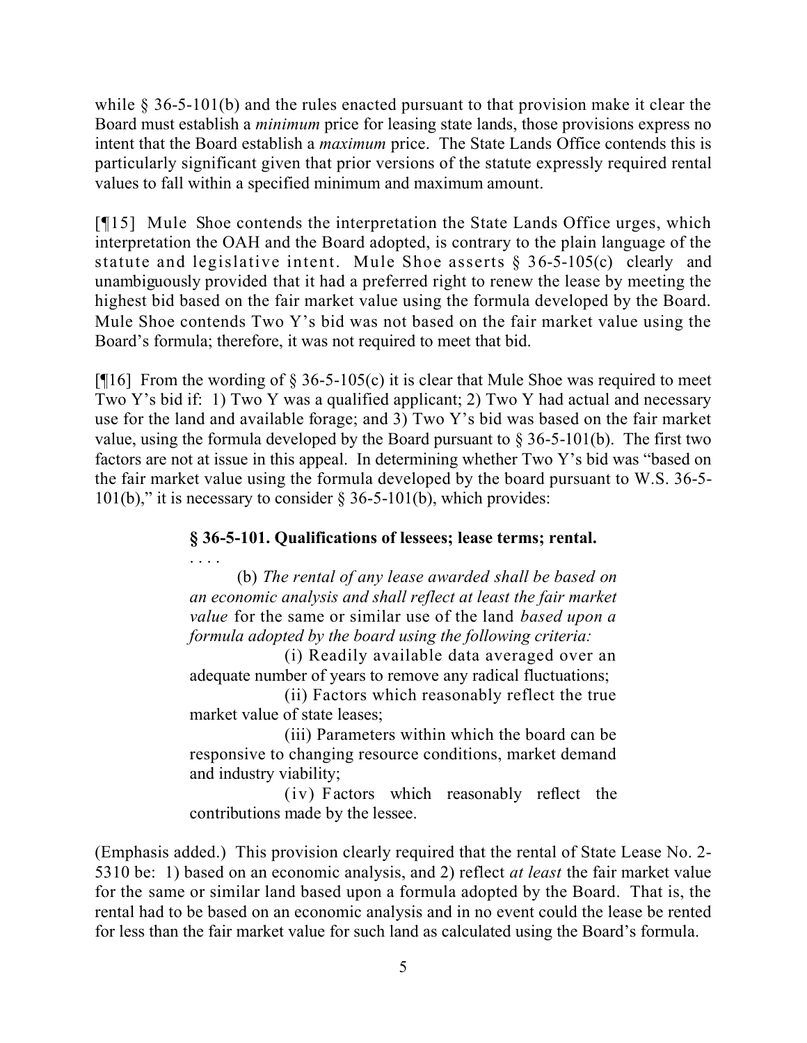while § 36-5-101(b) and the rules enacted pursuant to that provision make it clear the Board must establish a *minimum* price for leasing state lands, those provisions express no intent that the Board establish a *maximum* price. The State Lands Office contends this is particularly significant given that prior versions of the statute expressly required rental values to fall within a specified minimum and maximum amount.

[¶15] Mule Shoe contends the interpretation the State Lands Office urges, which interpretation the OAH and the Board adopted, is contrary to the plain language of the statute and legislative intent. Mule Shoe asserts § 36-5-105(c) clearly and unambiguously provided that it had a preferred right to renew the lease by meeting the highest bid based on the fair market value using the formula developed by the Board. Mule Shoe contends Two Y's bid was not based on the fair market value using the Board's formula; therefore, it was not required to meet that bid.

[¶16] From the wording of § 36-5-105(c) it is clear that Mule Shoe was required to meet Two Y's bid if: 1) Two Y was a qualified applicant; 2) Two Y had actual and necessary use for the land and available forage; and 3) Two Y's bid was based on the fair market value, using the formula developed by the Board pursuant to § 36-5-101(b). The first two factors are not at issue in this appeal. In determining whether Two Y's bid was "based on the fair market value using the formula developed by the board pursuant to W.S. 36-5-101(b)," it is necessary to consider § 36-5-101(b), which provides:

> **§ 36-5-101. Qualifications of lessees; lease terms; rental.**
>
> . . . .
>
> (b) *The rental of any lease awarded shall be based on an economic analysis and shall reflect at least the fair market value* for the same or similar use of the land *based upon a formula adopted by the board using the following criteria:*
>
> (i) Readily available data averaged over an adequate number of years to remove any radical fluctuations;
>
> (ii) Factors which reasonably reflect the true market value of state leases;
>
> (iii) Parameters within which the board can be responsive to changing resource conditions, market demand and industry viability;
>
> (iv) Factors which reasonably reflect the contributions made by the lessee.

(Emphasis added.) This provision clearly required that the rental of State Lease No. 2-5310 be: 1) based on an economic analysis, and 2) reflect *at least* the fair market value for the same or similar land based upon a formula adopted by the Board. That is, the rental had to be based on an economic analysis and in no event could the lease be rented for less than the fair market value for such land as calculated using the Board's formula.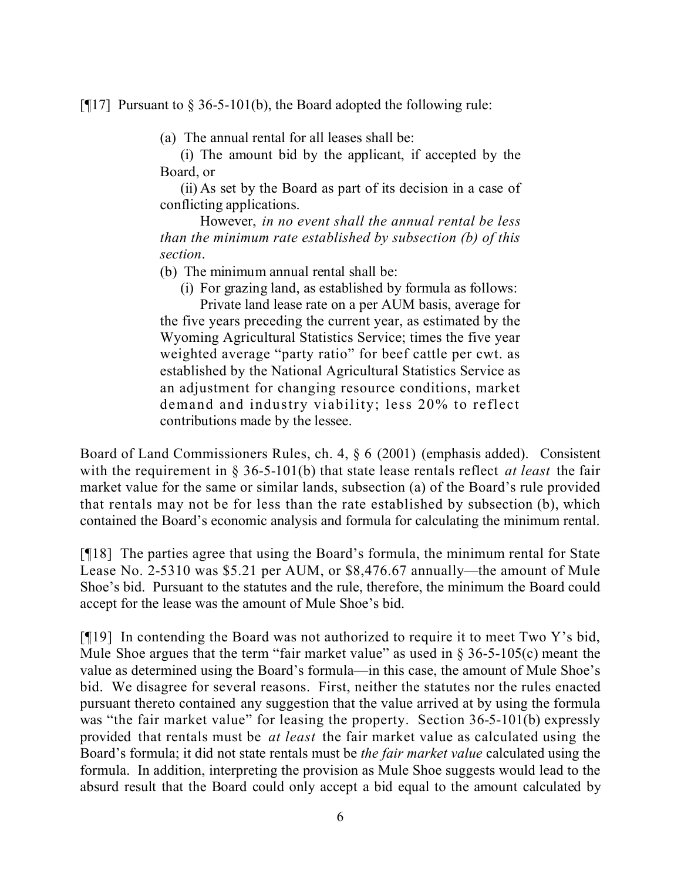[¶17] Pursuant to § 36-5-101(b), the Board adopted the following rule:

> (a) The annual rental for all leases shall be:
>
> (i) The amount bid by the applicant, if accepted by the Board, or
>
> (ii) As set by the Board as part of its decision in a case of conflicting applications.
>
> However, *in no event shall the annual rental be less than the minimum rate established by subsection (b) of this section*.
>
> (b) The minimum annual rental shall be:
>
> (i) For grazing land, as established by formula as follows:
>
> Private land lease rate on a per AUM basis, average for the five years preceding the current year, as estimated by the Wyoming Agricultural Statistics Service; times the five year weighted average "party ratio" for beef cattle per cwt. as established by the National Agricultural Statistics Service as an adjustment for changing resource conditions, market demand and industry viability; less 20% to reflect contributions made by the lessee.

Board of Land Commissioners Rules, ch. 4, § 6 (2001) (emphasis added). Consistent with the requirement in § 36-5-101(b) that state lease rentals reflect *at least* the fair market value for the same or similar lands, subsection (a) of the Board's rule provided that rentals may not be for less than the rate established by subsection (b), which contained the Board's economic analysis and formula for calculating the minimum rental.

[¶18] The parties agree that using the Board's formula, the minimum rental for State Lease No. 2-5310 was $5.21 per AUM, or $8,476.67 annually—the amount of Mule Shoe's bid. Pursuant to the statutes and the rule, therefore, the minimum the Board could accept for the lease was the amount of Mule Shoe's bid.

[¶19] In contending the Board was not authorized to require it to meet Two Y's bid, Mule Shoe argues that the term "fair market value" as used in § 36-5-105(c) meant the value as determined using the Board's formula—in this case, the amount of Mule Shoe's bid. We disagree for several reasons. First, neither the statutes nor the rules enacted pursuant thereto contained any suggestion that the value arrived at by using the formula was "the fair market value" for leasing the property. Section 36-5-101(b) expressly provided that rentals must be *at least* the fair market value as calculated using the Board's formula; it did not state rentals must be *the fair market value* calculated using the formula. In addition, interpreting the provision as Mule Shoe suggests would lead to the absurd result that the Board could only accept a bid equal to the amount calculated by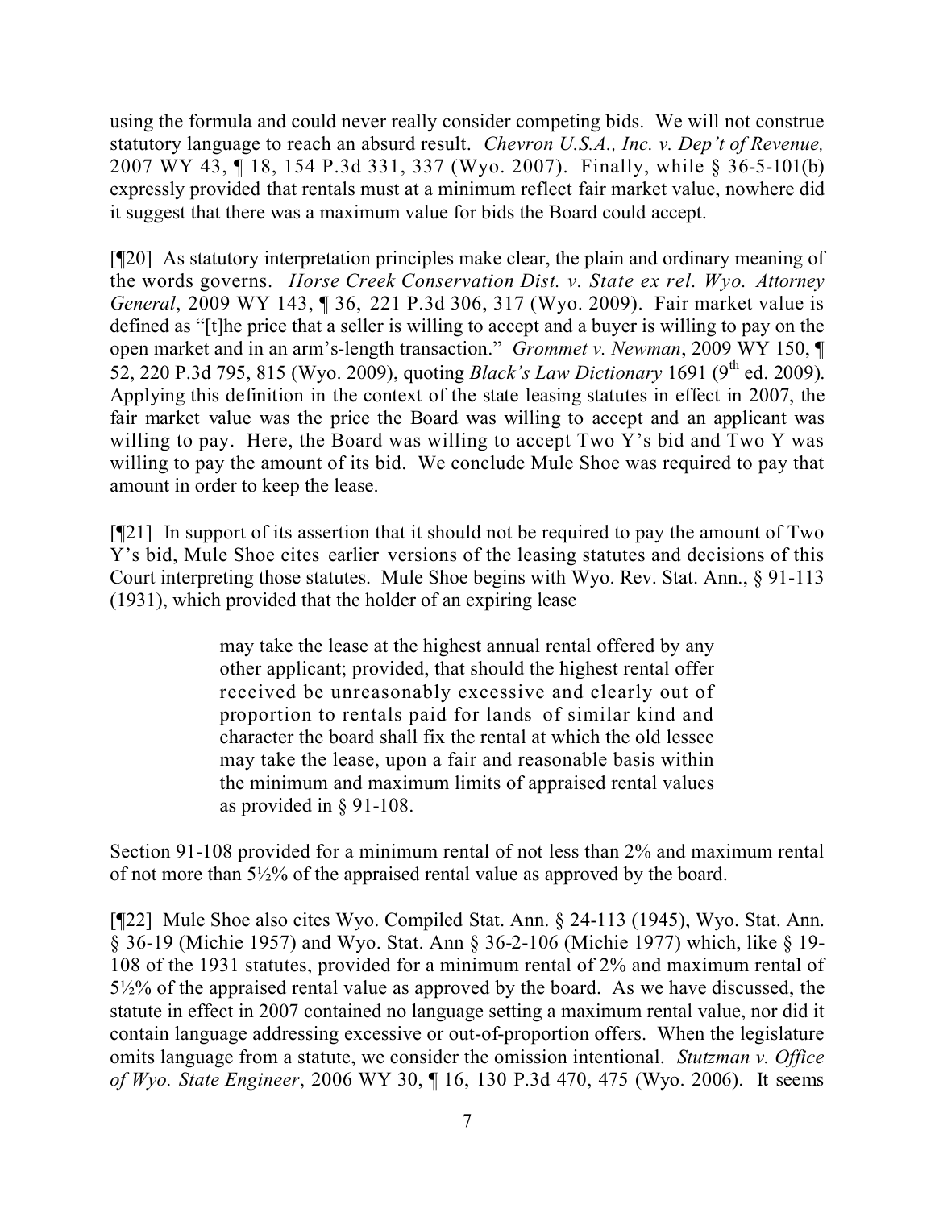using the formula and could never really consider competing bids. We will not construe statutory language to reach an absurd result. *Chevron U.S.A., Inc. v. Dep't of Revenue,* 2007 WY 43, ¶ 18, 154 P.3d 331, 337 (Wyo. 2007). Finally, while § 36-5-101(b) expressly provided that rentals must at a minimum reflect fair market value, nowhere did it suggest that there was a maximum value for bids the Board could accept.

[¶20] As statutory interpretation principles make clear, the plain and ordinary meaning of the words governs. *Horse Creek Conservation Dist. v. State ex rel. Wyo. Attorney General*, 2009 WY 143, ¶ 36, 221 P.3d 306, 317 (Wyo. 2009). Fair market value is defined as "[t]he price that a seller is willing to accept and a buyer is willing to pay on the open market and in an arm's-length transaction." *Grommet v. Newman*, 2009 WY 150, ¶ 52, 220 P.3d 795, 815 (Wyo. 2009), quoting *Black's Law Dictionary* 1691 (9th ed. 2009). Applying this definition in the context of the state leasing statutes in effect in 2007, the fair market value was the price the Board was willing to accept and an applicant was willing to pay. Here, the Board was willing to accept Two Y's bid and Two Y was willing to pay the amount of its bid. We conclude Mule Shoe was required to pay that amount in order to keep the lease.

[¶21] In support of its assertion that it should not be required to pay the amount of Two Y's bid, Mule Shoe cites earlier versions of the leasing statutes and decisions of this Court interpreting those statutes. Mule Shoe begins with Wyo. Rev. Stat. Ann., § 91-113 (1931), which provided that the holder of an expiring lease

> may take the lease at the highest annual rental offered by any other applicant; provided, that should the highest rental offer received be unreasonably excessive and clearly out of proportion to rentals paid for lands of similar kind and character the board shall fix the rental at which the old lessee may take the lease, upon a fair and reasonable basis within the minimum and maximum limits of appraised rental values as provided in § 91-108.

Section 91-108 provided for a minimum rental of not less than 2% and maximum rental of not more than 5½% of the appraised rental value as approved by the board.

[¶22] Mule Shoe also cites Wyo. Compiled Stat. Ann. § 24-113 (1945), Wyo. Stat. Ann. § 36-19 (Michie 1957) and Wyo. Stat. Ann § 36-2-106 (Michie 1977) which, like § 19-108 of the 1931 statutes, provided for a minimum rental of 2% and maximum rental of 5½% of the appraised rental value as approved by the board. As we have discussed, the statute in effect in 2007 contained no language setting a maximum rental value, nor did it contain language addressing excessive or out-of-proportion offers. When the legislature omits language from a statute, we consider the omission intentional. *Stutzman v. Office of Wyo. State Engineer*, 2006 WY 30, ¶ 16, 130 P.3d 470, 475 (Wyo. 2006). It seems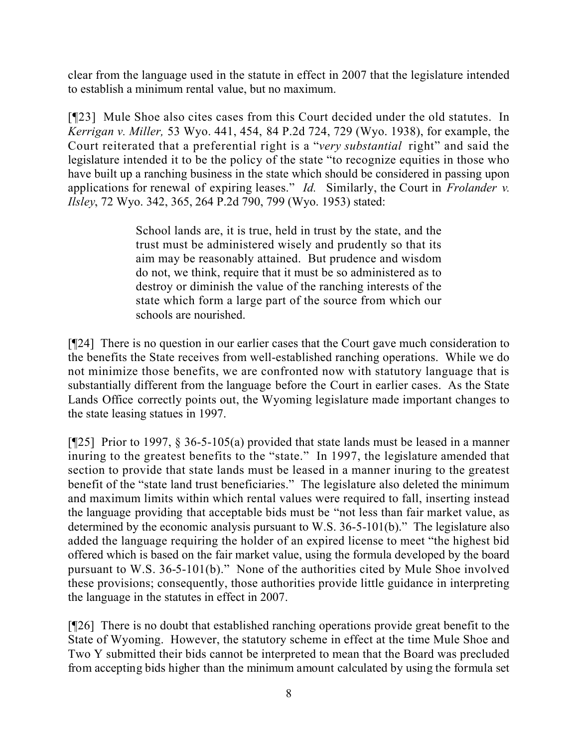clear from the language used in the statute in effect in 2007 that the legislature intended to establish a minimum rental value, but no maximum.

[¶23] Mule Shoe also cites cases from this Court decided under the old statutes. In *Kerrigan v. Miller,* 53 Wyo. 441, 454, 84 P.2d 724, 729 (Wyo. 1938), for example, the Court reiterated that a preferential right is a "*very substantial* right" and said the legislature intended it to be the policy of the state "to recognize equities in those who have built up a ranching business in the state which should be considered in passing upon applications for renewal of expiring leases." *Id.* Similarly, the Court in *Frolander v. Ilsley*, 72 Wyo. 342, 365, 264 P.2d 790, 799 (Wyo. 1953) stated:

> School lands are, it is true, held in trust by the state, and the trust must be administered wisely and prudently so that its aim may be reasonably attained. But prudence and wisdom do not, we think, require that it must be so administered as to destroy or diminish the value of the ranching interests of the state which form a large part of the source from which our schools are nourished.

[¶24] There is no question in our earlier cases that the Court gave much consideration to the benefits the State receives from well-established ranching operations. While we do not minimize those benefits, we are confronted now with statutory language that is substantially different from the language before the Court in earlier cases. As the State Lands Office correctly points out, the Wyoming legislature made important changes to the state leasing statues in 1997.

[¶25] Prior to 1997, § 36-5-105(a) provided that state lands must be leased in a manner inuring to the greatest benefits to the "state." In 1997, the legislature amended that section to provide that state lands must be leased in a manner inuring to the greatest benefit of the "state land trust beneficiaries." The legislature also deleted the minimum and maximum limits within which rental values were required to fall, inserting instead the language providing that acceptable bids must be "not less than fair market value, as determined by the economic analysis pursuant to W.S. 36-5-101(b)." The legislature also added the language requiring the holder of an expired license to meet "the highest bid offered which is based on the fair market value, using the formula developed by the board pursuant to W.S. 36-5-101(b)." None of the authorities cited by Mule Shoe involved these provisions; consequently, those authorities provide little guidance in interpreting the language in the statutes in effect in 2007.

[¶26] There is no doubt that established ranching operations provide great benefit to the State of Wyoming. However, the statutory scheme in effect at the time Mule Shoe and Two Y submitted their bids cannot be interpreted to mean that the Board was precluded from accepting bids higher than the minimum amount calculated by using the formula set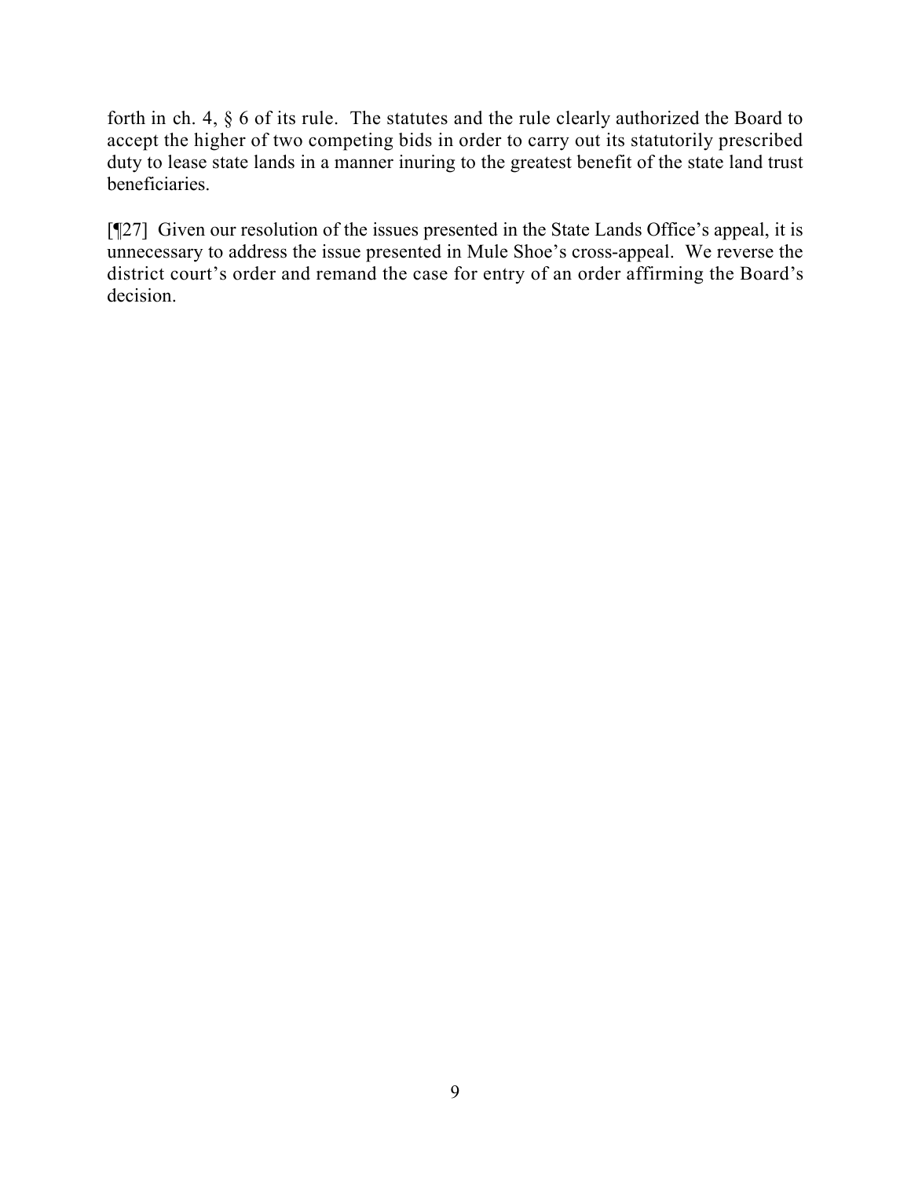forth in ch. 4, § 6 of its rule. The statutes and the rule clearly authorized the Board to accept the higher of two competing bids in order to carry out its statutorily prescribed duty to lease state lands in a manner inuring to the greatest benefit of the state land trust beneficiaries.

[¶27] Given our resolution of the issues presented in the State Lands Office's appeal, it is unnecessary to address the issue presented in Mule Shoe's cross-appeal. We reverse the district court's order and remand the case for entry of an order affirming the Board's decision.